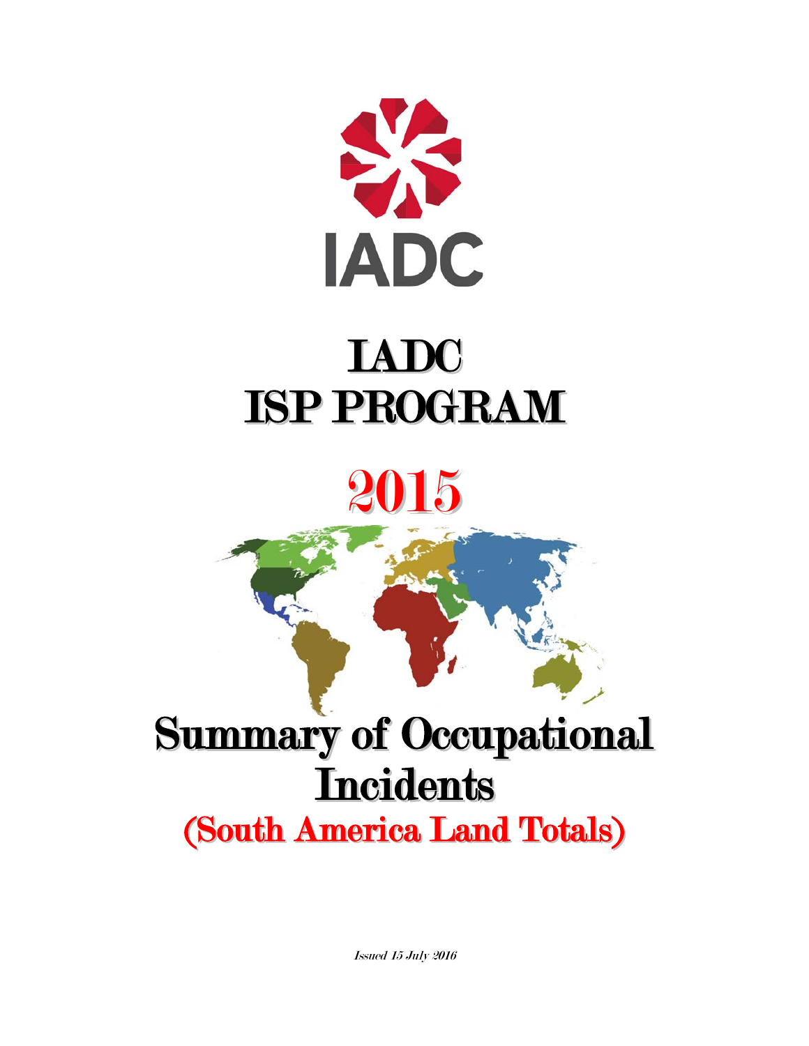IADC

# IADC ISP PROGRAM

# 2015

# Summary of Occupational Incidents

## (South America Land Totals)

*Issued 15 July 2016*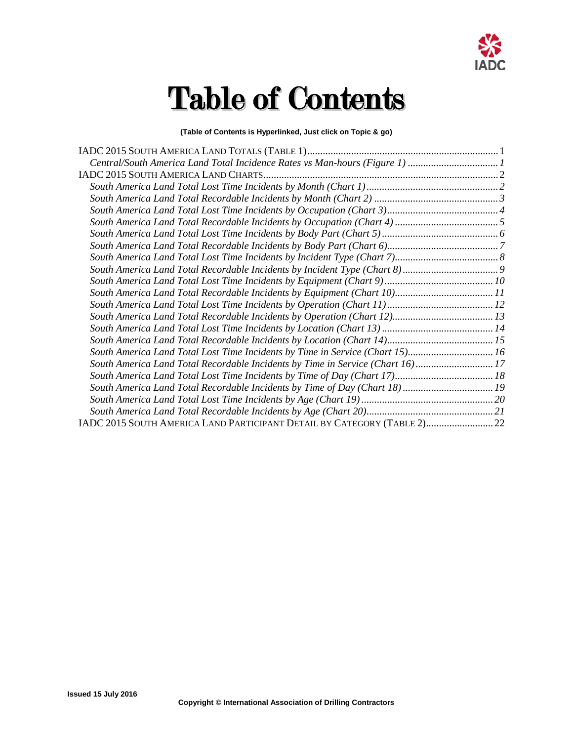# Table of Contents

**(Table of Contents is Hyperlinked, Just click on Topic & go)**

IADC 2015 SOUTH AMERICA LAND TOTALS (TABLE 1)........................................................................1

*Central/South America Land Total Incidence Rates vs Man-hours (Figure 1) ..................................1*

IADC 2015 SOUTH AMERICA LAND CHARTS...........................................................................................2

*South America Land Total Lost Time Incidents by Month (Chart 1)..................................................2*

*South America Land Total Recordable Incidents by Month (Chart 2) ................................................3*

*South America Land Total Lost Time Incidents by Occupation (Chart 3)...........................................4*

*South America Land Total Recordable Incidents by Occupation (Chart 4) ........................................5*

*South America Land Total Lost Time Incidents by Body Part (Chart 5)............................................6*

*South America Land Total Recordable Incidents by Body Part (Chart 6)...........................................7*

*South America Land Total Lost Time Incidents by Incident Type (Chart 7)........................................8*

*South America Land Total Recordable Incidents by Incident Type (Chart 8).....................................9*

*South America Land Total Lost Time Incidents by Equipment (Chart 9)..........................................10*

*South America Land Total Recordable Incidents by Equipment (Chart 10)......................................11*

*South America Land Total Lost Time Incidents by Operation (Chart 11).........................................12*

*South America Land Total Recordable Incidents by Operation (Chart 12).......................................13*

*South America Land Total Lost Time Incidents by Location (Chart 13)...........................................14*

*South America Land Total Recordable Incidents by Location (Chart 14).........................................15*

*South America Land Total Lost Time Incidents by Time in Service (Chart 15).................................16*

*South America Land Total Recordable Incidents by Time in Service (Chart 16)..............................17*

*South America Land Total Lost Time Incidents by Time of Day (Chart 17)......................................18*

*South America Land Total Recordable Incidents by Time of Day (Chart 18)...................................19*

*South America Land Total Lost Time Incidents by Age (Chart 19)...................................................20*

*South America Land Total Recordable Incidents by Age (Chart 20).................................................21*

IADC 2015 SOUTH AMERICA LAND PARTICIPANT DETAIL BY CATEGORY (TABLE 2)..........................22

**Issued 15 July 2016**

**Copyright © International Association of Drilling Contractors**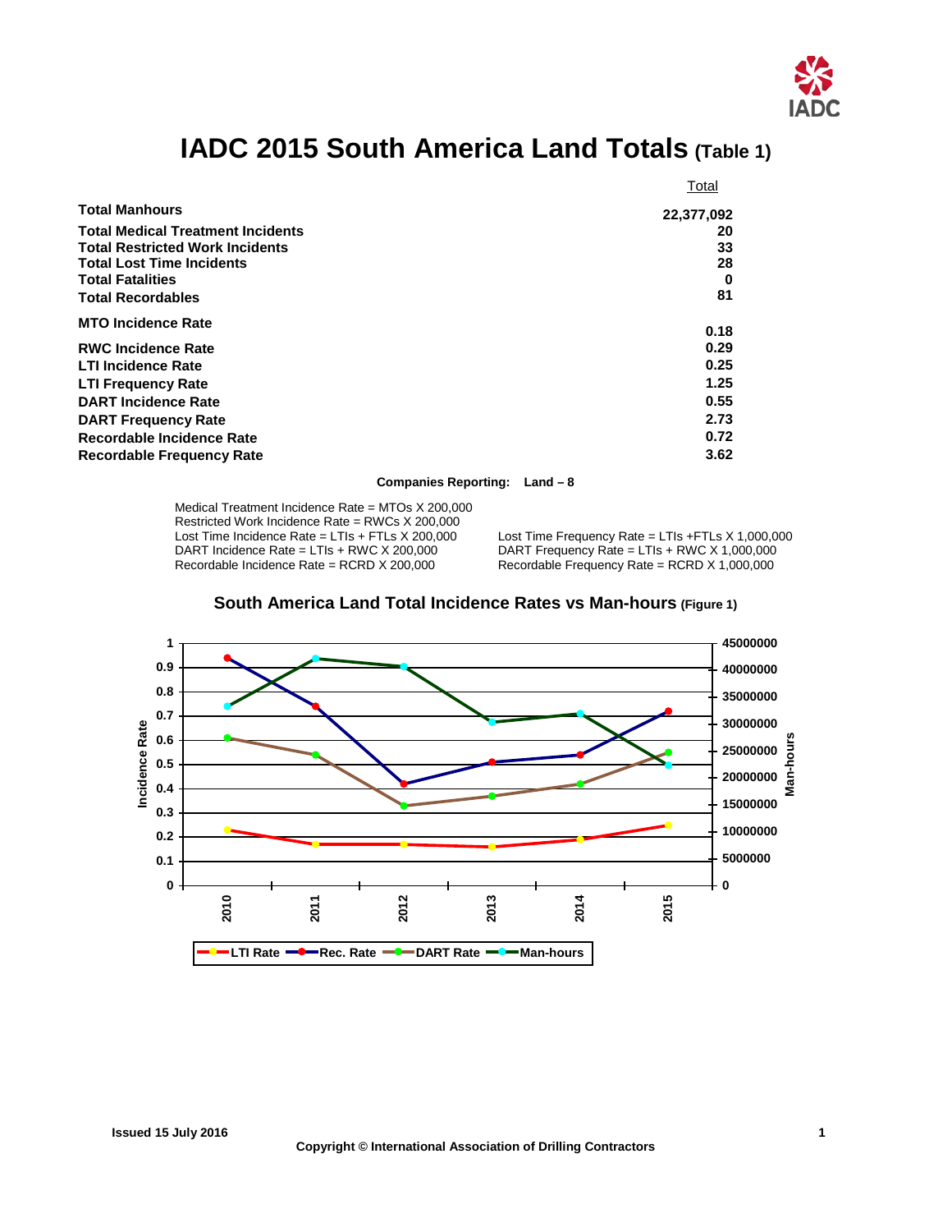# IADC 2015 South America Land Totals (Table 1)

| | Total |
|---|---|
| **Total Manhours** | **22,377,092** |
| **Total Medical Treatment Incidents** | **20** |
| **Total Restricted Work Incidents** | **33** |
| **Total Lost Time Incidents** | **28** |
| **Total Fatalities** | **0** |
| **Total Recordables** | **81** |
| **MTO Incidence Rate** | **0.18** |
| **RWC Incidence Rate** | **0.29** |
| **LTI Incidence Rate** | **0.25** |
| **LTI Frequency Rate** | **1.25** |
| **DART Incidence Rate** | **0.55** |
| **DART Frequency Rate** | **2.73** |
| **Recordable Incidence Rate** | **0.72** |
| **Recordable Frequency Rate** | **3.62** |

**Companies Reporting: Land – 8**

Medical Treatment Incidence Rate = MTOs X 200,000
Restricted Work Incidence Rate = RWCs X 200,000
Lost Time Incidence Rate = LTIs + FTLs X 200,000
DART Incidence Rate = LTIs + RWC X 200,000
Recordable Incidence Rate = RCRD X 200,000

Lost Time Frequency Rate = LTIs +FTLs X 1,000,000
DART Frequency Rate = LTIs + RWC X 1,000,000
Recordable Frequency Rate = RCRD X 1,000,000

## South America Land Total Incidence Rates vs Man-hours (Figure 1)

Incidence Rate: 0, 0.1, 0.2, 0.3, 0.4, 0.5, 0.6, 0.7, 0.8, 0.9, 1

Man-hours: 0, 5000000, 10000000, 15000000, 20000000, 25000000, 30000000, 35000000, 40000000, 45000000

2010, 2011, 2012, 2013, 2014, 2015

LTI Rate, Rec. Rate, DART Rate, Man-hours

Issued 15 July 2016

Copyright © International Association of Drilling Contractors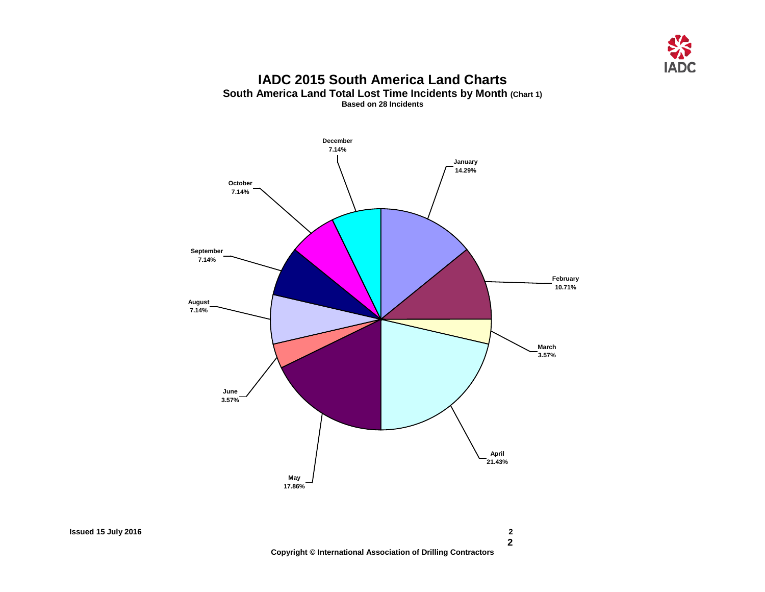# IADC 2015 South America Land Charts

## South America Land Total Lost Time Incidents by Month (Chart 1)

**Based on 28 Incidents**

December
7.14%

January
14.29%

October
7.14%

September
7.14%

February
10.71%

August
7.14%

March
3.57%

June
3.57%

April
21.43%

May
17.86%

Issued 15 July 2016

Copyright © International Association of Drilling Contractors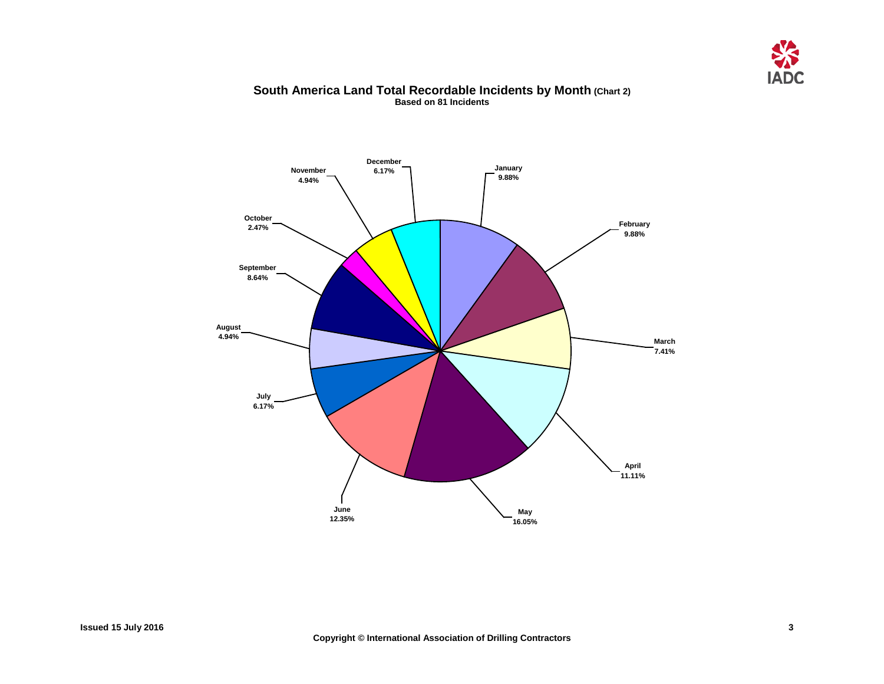# South America Land Total Recordable Incidents by Month (Chart 2)

**Based on 81 Incidents**

January
9.88%

February
9.88%

March
7.41%

April
11.11%

May
16.05%

June
12.35%

July
6.17%

August
4.94%

September
8.64%

October
2.47%

November
4.94%

December
6.17%

Issued 15 July 2016

Copyright © International Association of Drilling Contractors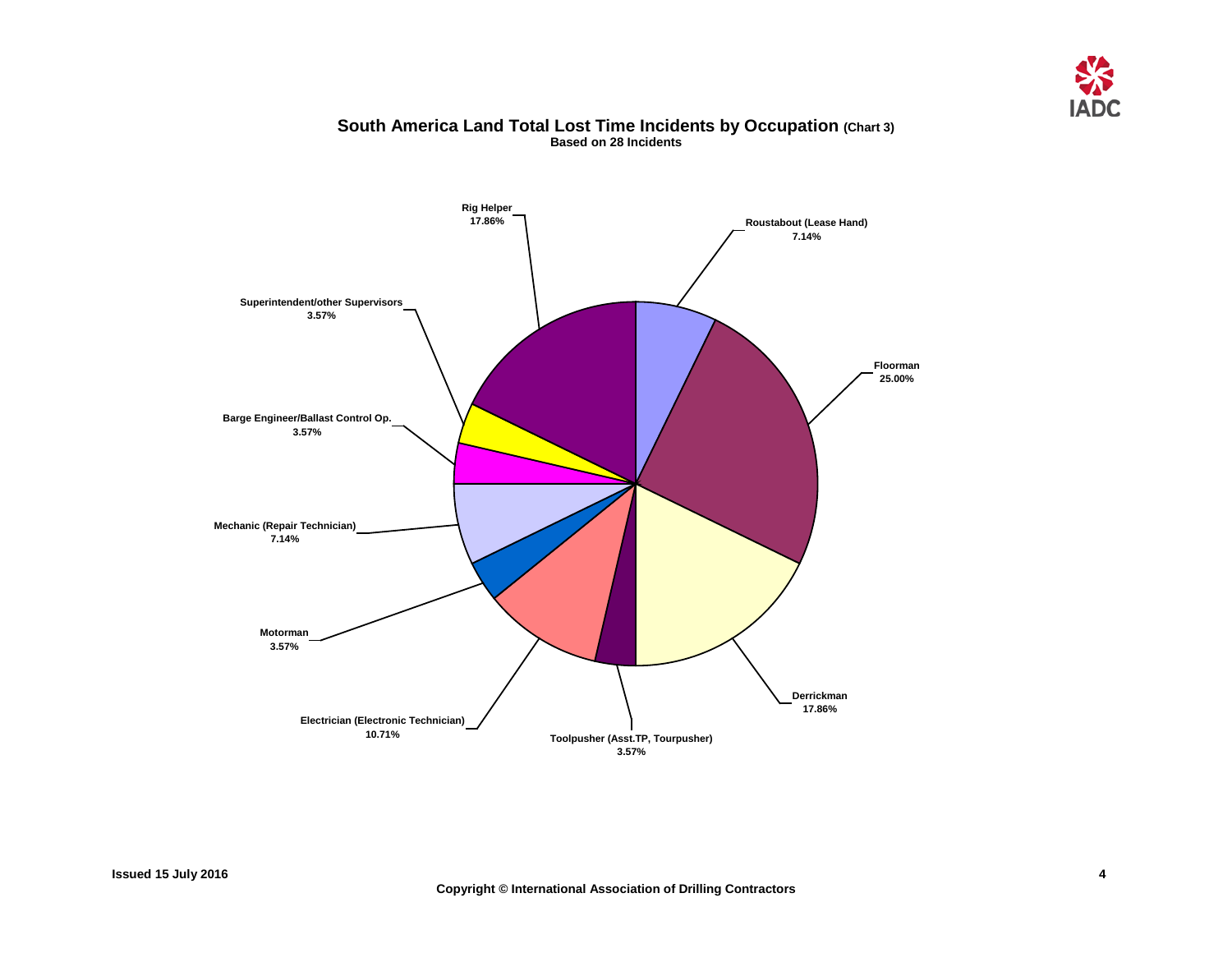## South America Land Total Lost Time Incidents by Occupation (Chart 3)

**Based on 28 Incidents**

| Occupation | Percentage |
|---|---|
| Roustabout (Lease Hand) | 7.14% |
| Floorman | 25.00% |
| Derrickman | 17.86% |
| Toolpusher (Asst.TP, Tourpusher) | 3.57% |
| Electrician (Electronic Technician) | 10.71% |
| Motorman | 3.57% |
| Mechanic (Repair Technician) | 7.14% |
| Barge Engineer/Ballast Control Op. | 3.57% |
| Superintendent/other Supervisors | 3.57% |
| Rig Helper | 17.86% |

Issued 15 July 2016

Copyright © International Association of Drilling Contractors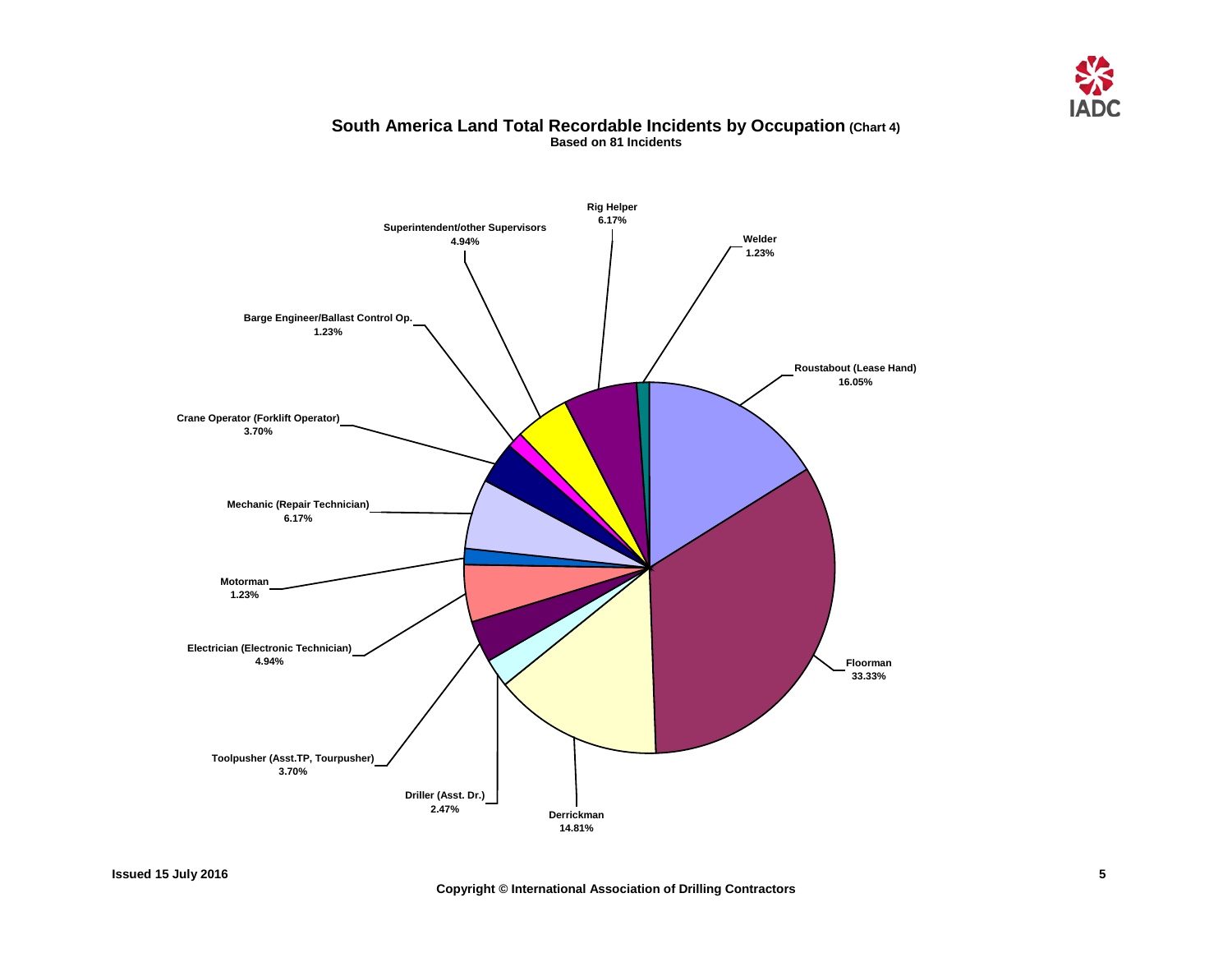## South America Land Total Recordable Incidents by Occupation (Chart 4)

**Based on 81 Incidents**

Rig Helper
6.17%

Welder
1.23%

Superintendent/other Supervisors
4.94%

Barge Engineer/Ballast Control Op.
1.23%

Roustabout (Lease Hand)
16.05%

Crane Operator (Forklift Operator)
3.70%

Mechanic (Repair Technician)
6.17%

Motorman
1.23%

Electrician (Electronic Technician)
4.94%

Floorman
33.33%

Toolpusher (Asst.TP, Tourpusher)
3.70%

Driller (Asst. Dr.)
2.47%

Derrickman
14.81%

Issued 15 July 2016

Copyright © International Association of Drilling Contractors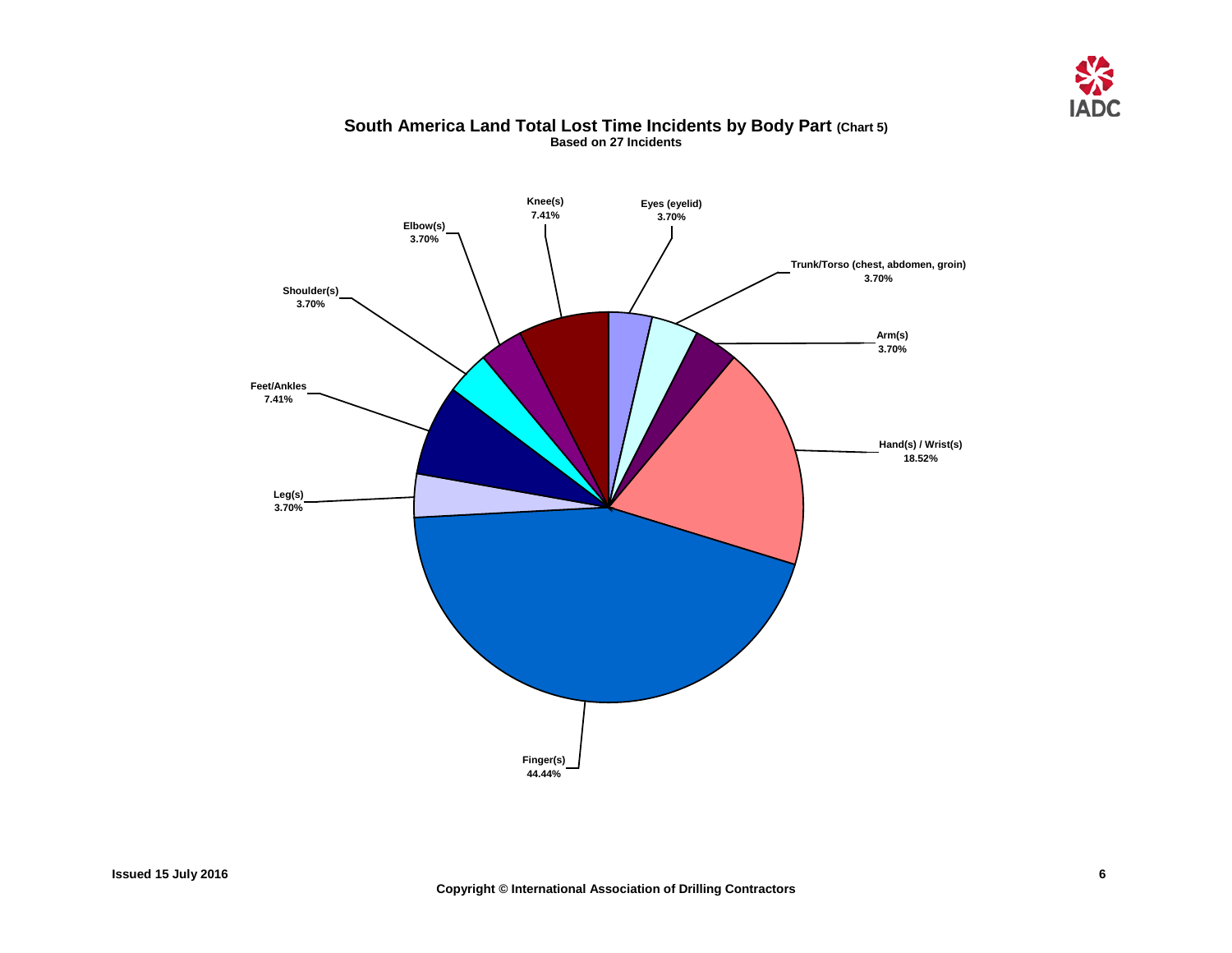## South America Land Total Lost Time Incidents by Body Part (Chart 5)

**Based on 27 Incidents**

Knee(s)
7.41%

Eyes (eyelid)
3.70%

Elbow(s)
3.70%

Trunk/Torso (chest, abdomen, groin)
3.70%

Shoulder(s)
3.70%

Arm(s)
3.70%

Feet/Ankles
7.41%

Hand(s) / Wrist(s)
18.52%

Leg(s)
3.70%

Finger(s)
44.44%

**Issued 15 July 2016**

**Copyright © International Association of Drilling Contractors**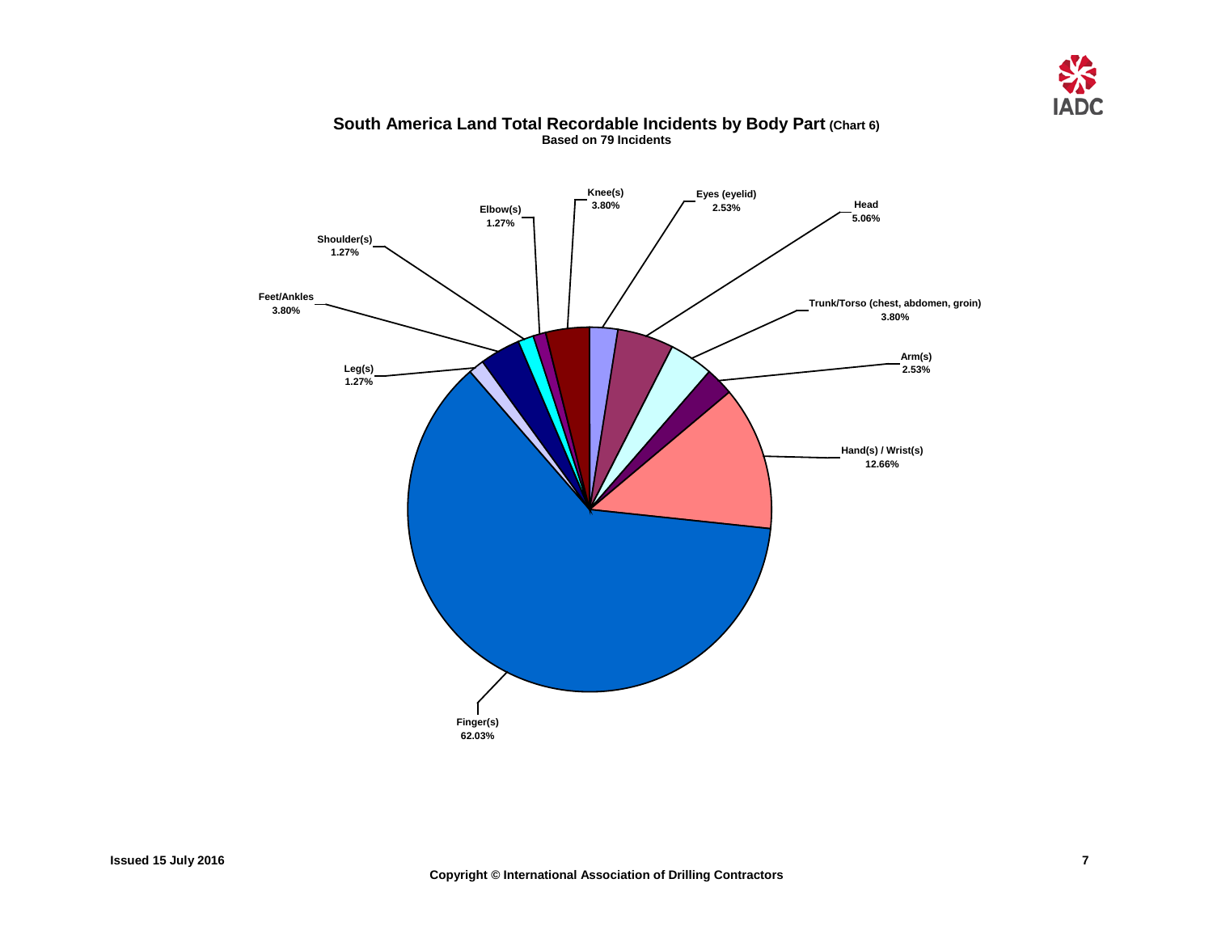## South America Land Total Recordable Incidents by Body Part (Chart 6)

Based on 79 Incidents

Knee(s)
3.80%

Eyes (eyelid)
2.53%

Head
5.06%

Elbow(s)
1.27%

Shoulder(s)
1.27%

Feet/Ankles
3.80%

Trunk/Torso (chest, abdomen, groin)
3.80%

Arm(s)
2.53%

Leg(s)
1.27%

Hand(s) / Wrist(s)
12.66%

Finger(s)
62.03%

Issued 15 July 2016

Copyright © International Association of Drilling Contractors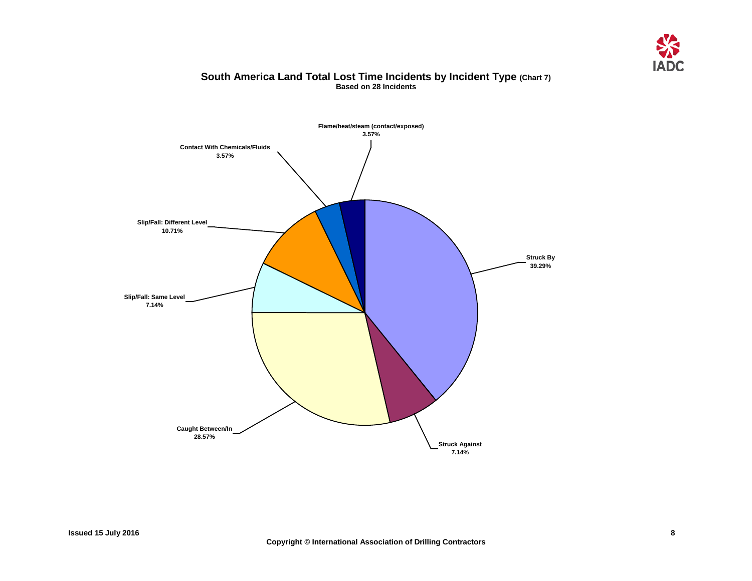## South America Land Total Lost Time Incidents by Incident Type (Chart 7)

**Based on 28 Incidents**

Flame/heat/steam (contact/exposed)
3.57%

Contact With Chemicals/Fluids
3.57%

Slip/Fall: Different Level
10.71%

Slip/Fall: Same Level
7.14%

Caught Between/In
28.57%

Struck Against
7.14%

Struck By
39.29%

Issued 15 July 2016

Copyright © International Association of Drilling Contractors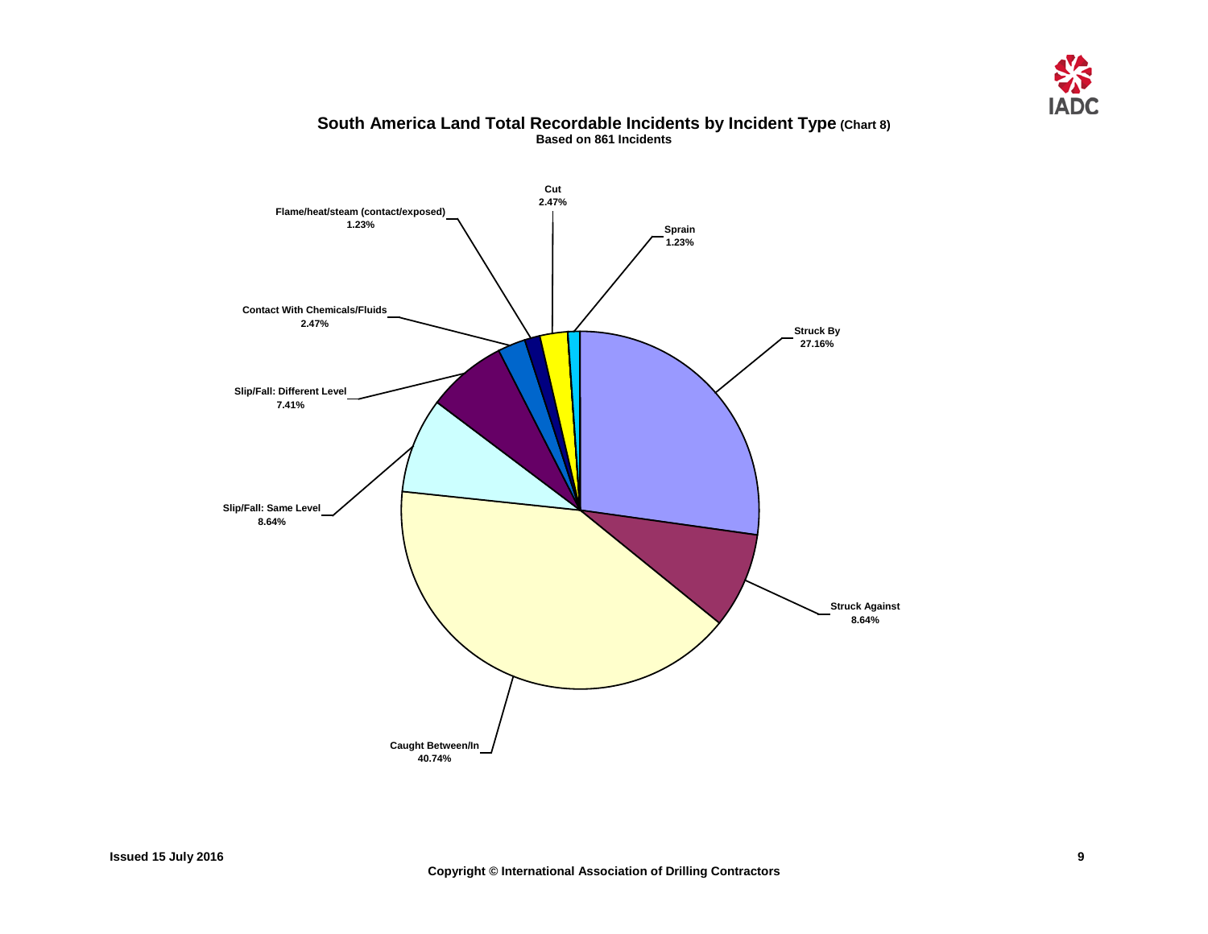## South America Land Total Recordable Incidents by Incident Type (Chart 8)

**Based on 861 Incidents**

Cut
2.47%

Flame/heat/steam (contact/exposed)
1.23%

Sprain
1.23%

Contact With Chemicals/Fluids
2.47%

Struck By
27.16%

Slip/Fall: Different Level
7.41%

Slip/Fall: Same Level
8.64%

Struck Against
8.64%

Caught Between/In
40.74%

Issued 15 July 2016

Copyright © International Association of Drilling Contractors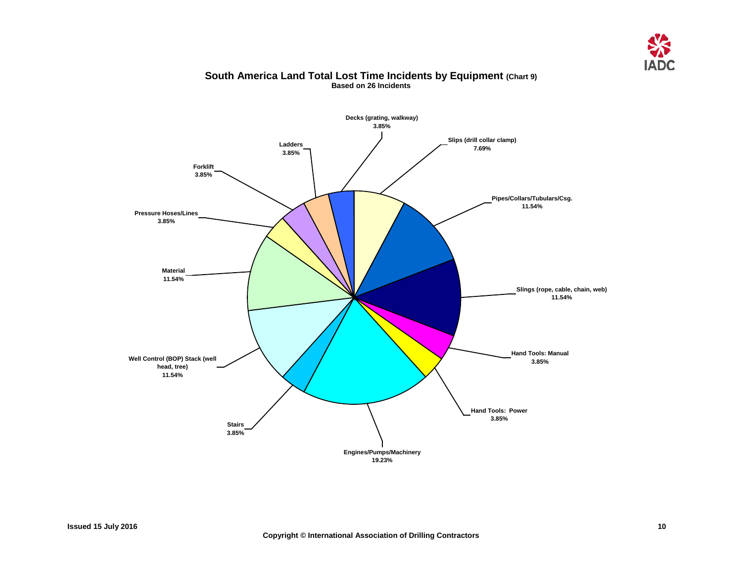## South America Land Total Lost Time Incidents by Equipment (Chart 9)

**Based on 26 Incidents**

Decks (grating, walkway)
3.85%

Slips (drill collar clamp)
7.69%

Pipes/Collars/Tubulars/Csg.
11.54%

Slings (rope, cable, chain, web)
11.54%

Hand Tools: Manual
3.85%

Hand Tools: Power
3.85%

Engines/Pumps/Machinery
19.23%

Stairs
3.85%

Well Control (BOP) Stack (well head, tree)
11.54%

Material
11.54%

Pressure Hoses/Lines
3.85%

Forklift
3.85%

Ladders
3.85%

Issued 15 July 2016

Copyright © International Association of Drilling Contractors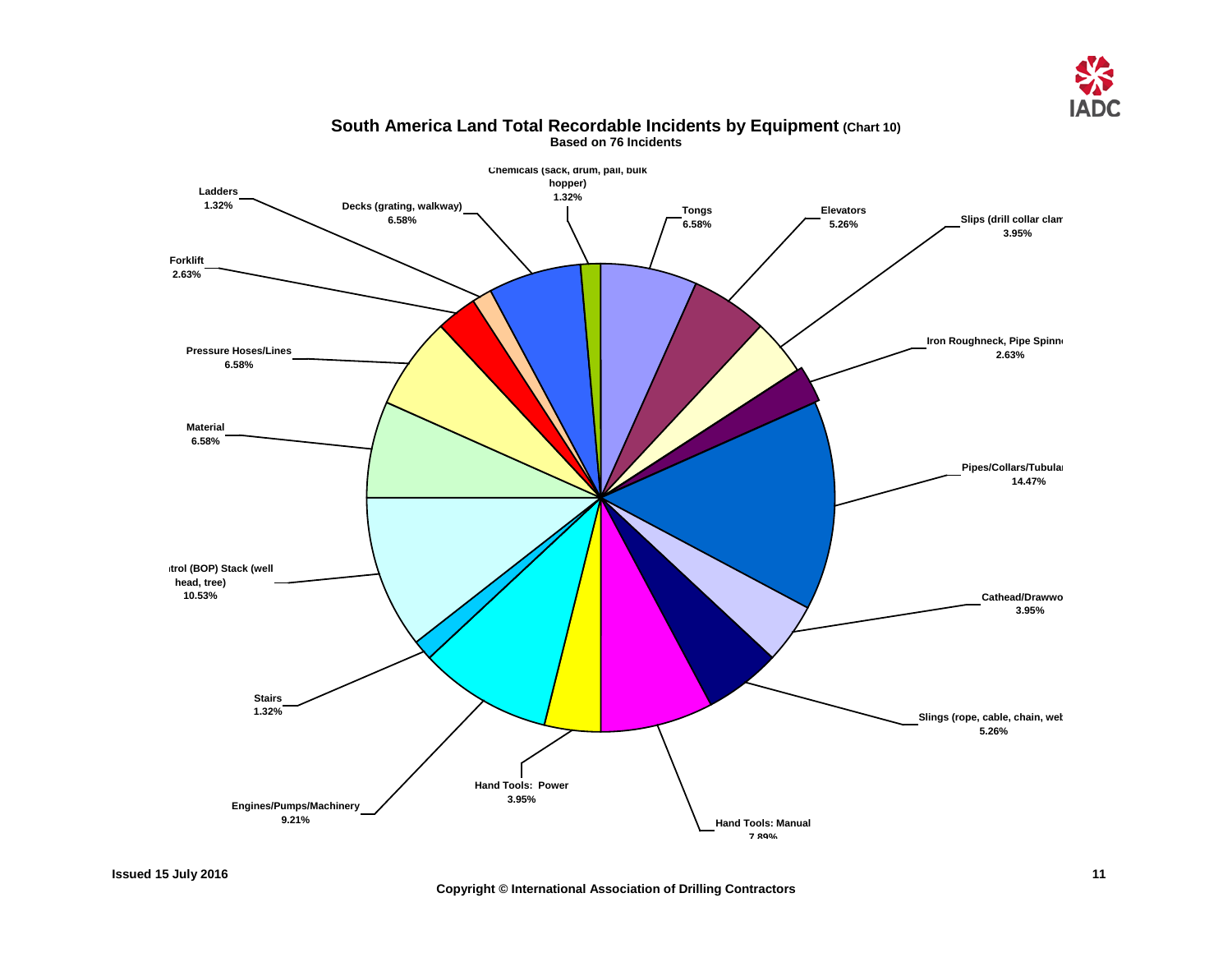IADC

## South America Land Total Recordable Incidents by Equipment (Chart 10)

**Based on 76 Incidents**

Chemicals (sack, drum, pail, bulk hopper)
1.32%

Tongs
6.58%

Elevators
5.26%

Slips (drill collar clam
3.95%

Iron Roughneck, Pipe Spinn
2.63%

Pipes/Collars/Tubula
14.47%

Cathead/Drawwo
3.95%

Slings (rope, cable, chain, wel
5.26%

Hand Tools: Manual
7.89%

Hand Tools: Power
3.95%

Engines/Pumps/Machinery
9.21%

Stairs
1.32%

ntrol (BOP) Stack (well head, tree)
10.53%

Material
6.58%

Pressure Hoses/Lines
6.58%

Forklift
2.63%

Ladders
1.32%

Decks (grating, walkway)
6.58%

Issued 15 July 2016

Copyright © International Association of Drilling Contractors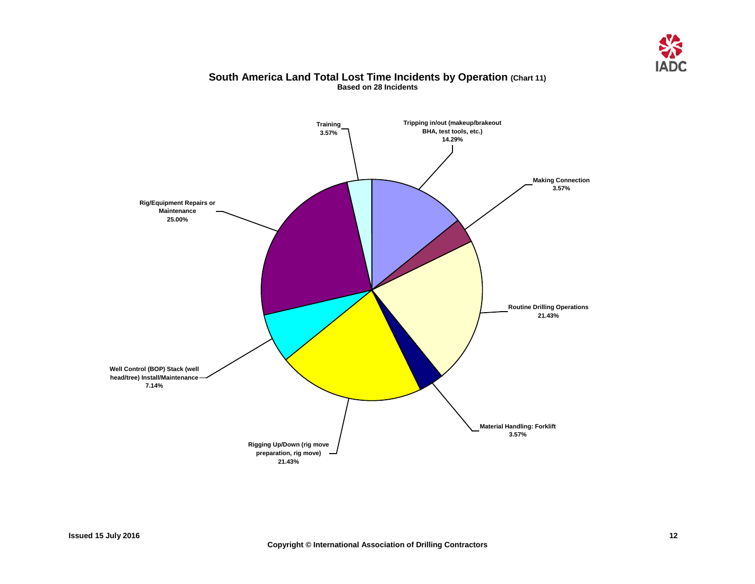## South America Land Total Lost Time Incidents by Operation (Chart 11)

**Based on 28 Incidents**

Training
3.57%

Tripping in/out (makeup/brakeout BHA, test tools, etc.)
14.29%

Making Connection
3.57%

Routine Drilling Operations
21.43%

Material Handling: Forklift
3.57%

Rigging Up/Down (rig move preparation, rig move)
21.43%

Well Control (BOP) Stack (well head/tree) Install/Maintenance
7.14%

Rig/Equipment Repairs or Maintenance
25.00%

Issued 15 July 2016

Copyright © International Association of Drilling Contractors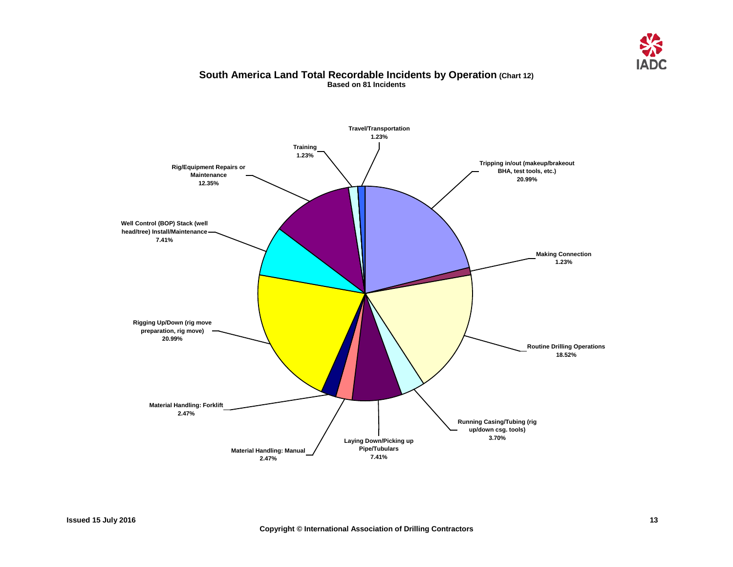## South America Land Total Recordable Incidents by Operation (Chart 12)

**Based on 81 Incidents**

Travel/Transportation
1.23%

Tripping in/out (makeup/brakeout BHA, test tools, etc.)
20.99%

Making Connection
1.23%

Routine Drilling Operations
18.52%

Running Casing/Tubing (rig up/down csg. tools)
3.70%

Laying Down/Picking up Pipe/Tubulars
7.41%

Material Handling: Manual
2.47%

Material Handling: Forklift
2.47%

Rigging Up/Down (rig move preparation, rig move)
20.99%

Well Control (BOP) Stack (well head/tree) Install/Maintenance
7.41%

Rig/Equipment Repairs or Maintenance
12.35%

Training
1.23%

Issued 15 July 2016

Copyright © International Association of Drilling Contractors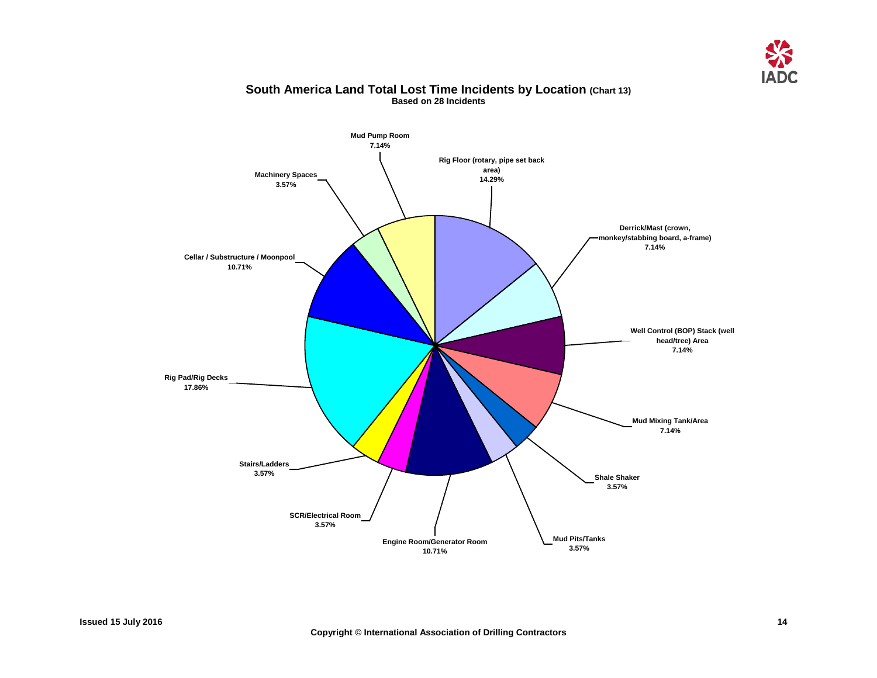## South America Land Total Lost Time Incidents by Location (Chart 13)

**Based on 28 Incidents**

Mud Pump Room
7.14%

Rig Floor (rotary, pipe set back area)
14.29%

Machinery Spaces
3.57%

Derrick/Mast (crown, monkey/stabbing board, a-frame)
7.14%

Cellar / Substructure / Moonpool
10.71%

Well Control (BOP) Stack (well head/tree) Area
7.14%

Rig Pad/Rig Decks
17.86%

Mud Mixing Tank/Area
7.14%

Stairs/Ladders
3.57%

Shale Shaker
3.57%

SCR/Electrical Room
3.57%

Engine Room/Generator Room
10.71%

Mud Pits/Tanks
3.57%

Issued 15 July 2016

Copyright © International Association of Drilling Contractors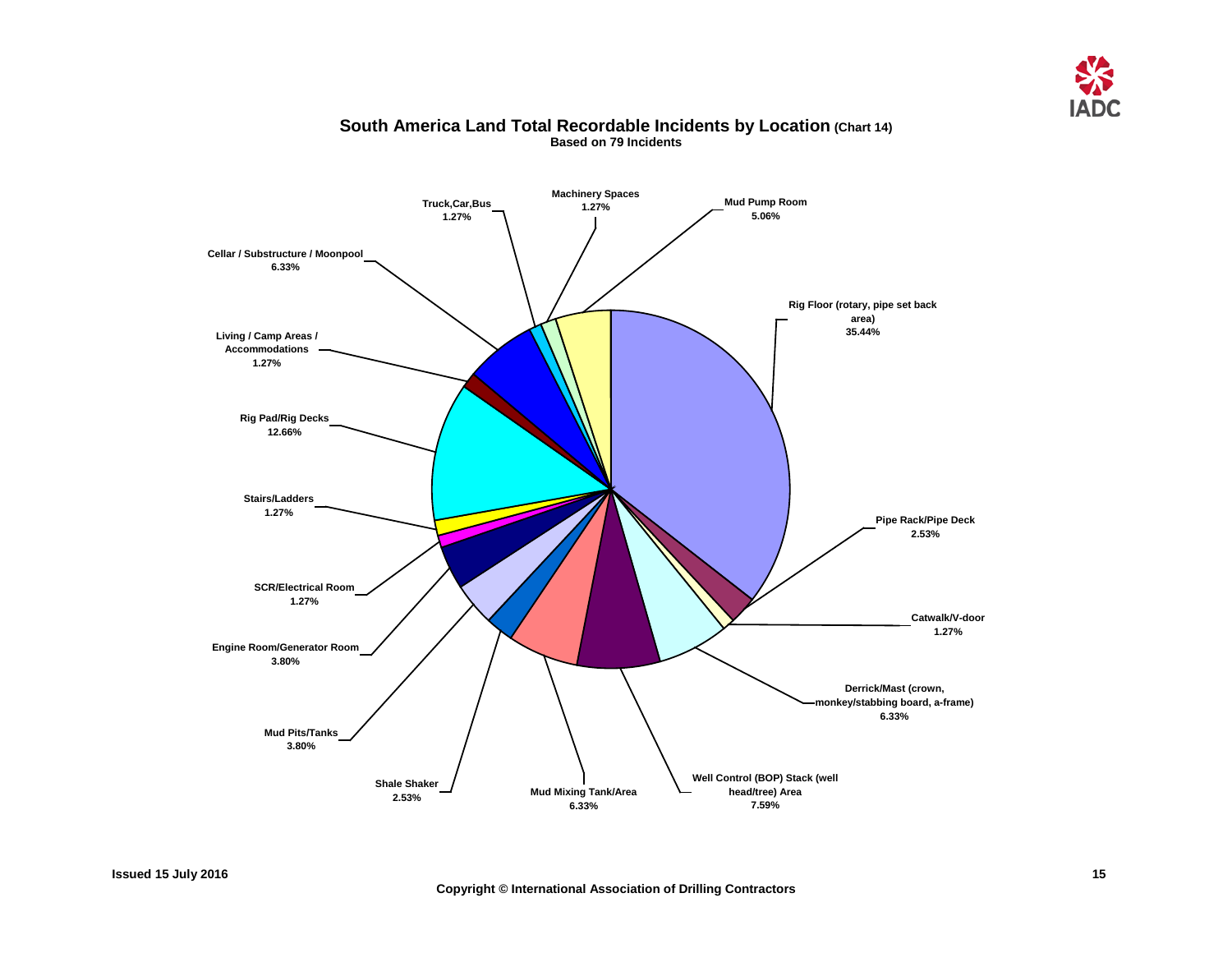## South America Land Total Recordable Incidents by Location (Chart 14)

**Based on 79 Incidents**

Rig Floor (rotary, pipe set back area)
35.44%

Pipe Rack/Pipe Deck
2.53%

Catwalk/V-door
1.27%

Derrick/Mast (crown, monkey/stabbing board, a-frame)
6.33%

Well Control (BOP) Stack (well head/tree) Area
7.59%

Mud Mixing Tank/Area
6.33%

Shale Shaker
2.53%

Mud Pits/Tanks
3.80%

Engine Room/Generator Room
3.80%

SCR/Electrical Room
1.27%

Stairs/Ladders
1.27%

Rig Pad/Rig Decks
12.66%

Living / Camp Areas / Accommodations
1.27%

Cellar / Substructure / Moonpool
6.33%

Truck,Car,Bus
1.27%

Machinery Spaces
1.27%

Mud Pump Room
5.06%

Issued 15 July 2016

Copyright © International Association of Drilling Contractors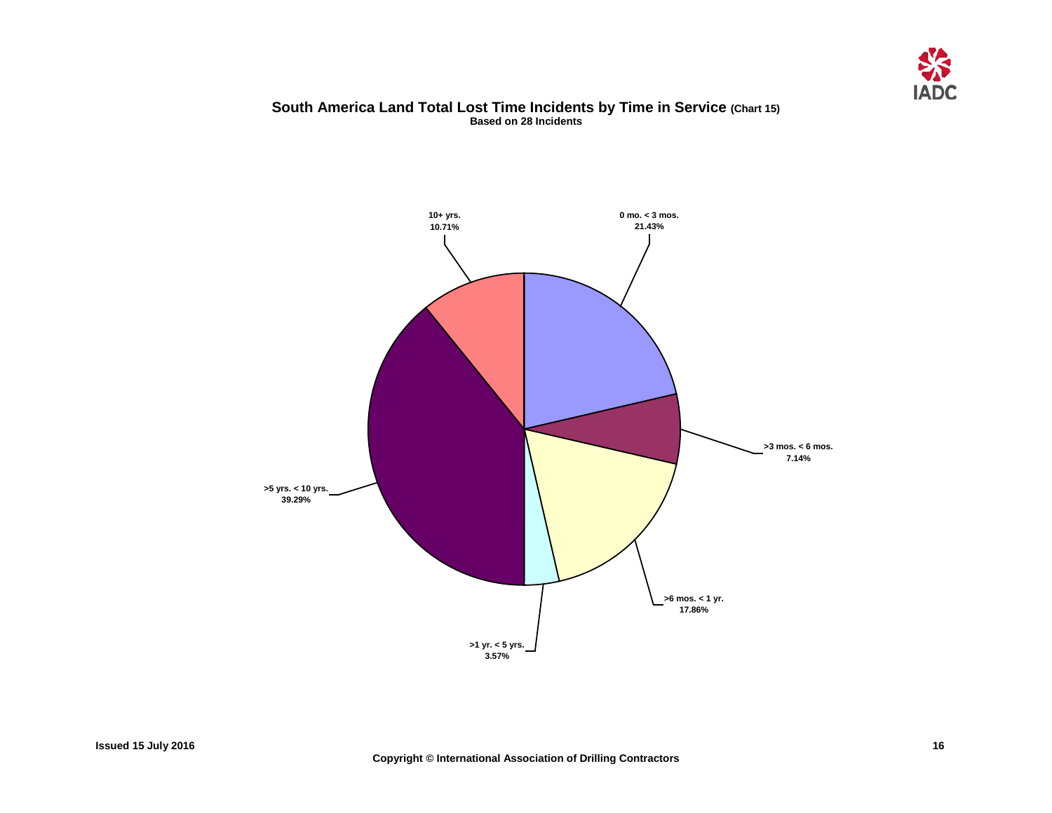## South America Land Total Lost Time Incidents by Time in Service (Chart 15)

**Based on 28 Incidents**

10+ yrs.
10.71%

0 mo. < 3 mos.
21.43%

>3 mos. < 6 mos.
7.14%

>6 mos. < 1 yr.
17.86%

>1 yr. < 5 yrs.
3.57%

>5 yrs. < 10 yrs.
39.29%

Issued 15 July 2016

Copyright © International Association of Drilling Contractors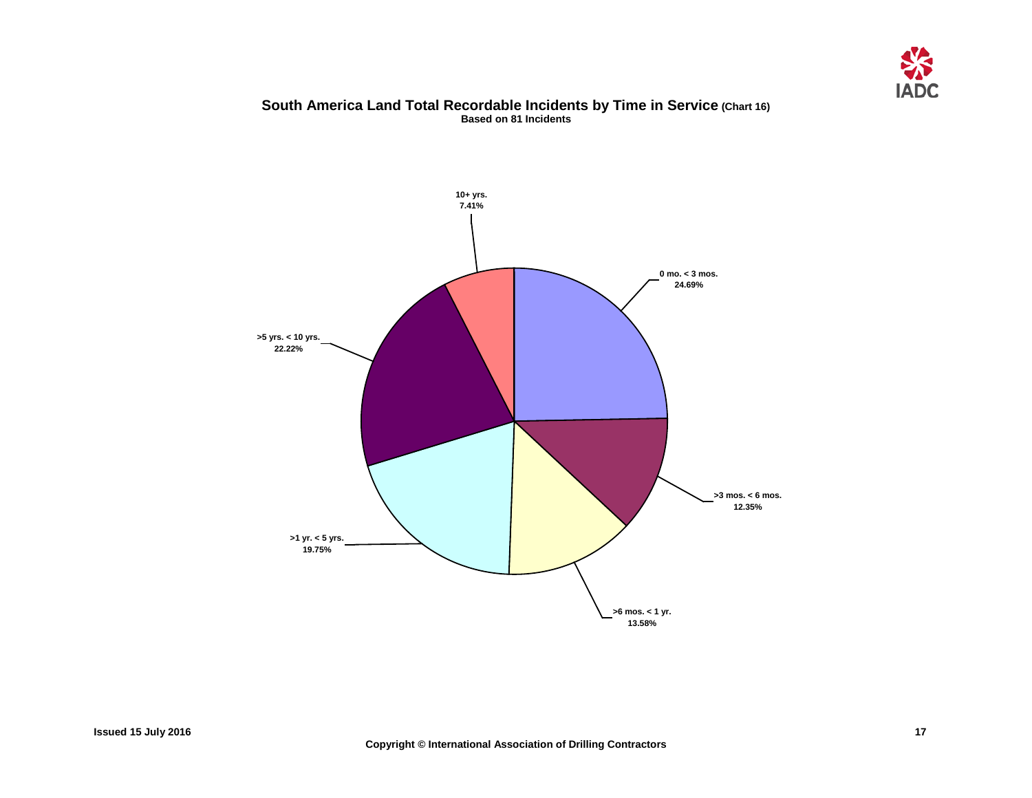## South America Land Total Recordable Incidents by Time in Service (Chart 16)

**Based on 81 Incidents**

10+ yrs.
7.41%

0 mo. < 3 mos.
24.69%

>5 yrs. < 10 yrs.
22.22%

>3 mos. < 6 mos.
12.35%

>1 yr. < 5 yrs.
19.75%

>6 mos. < 1 yr.
13.58%

Issued 15 July 2016

Copyright © International Association of Drilling Contractors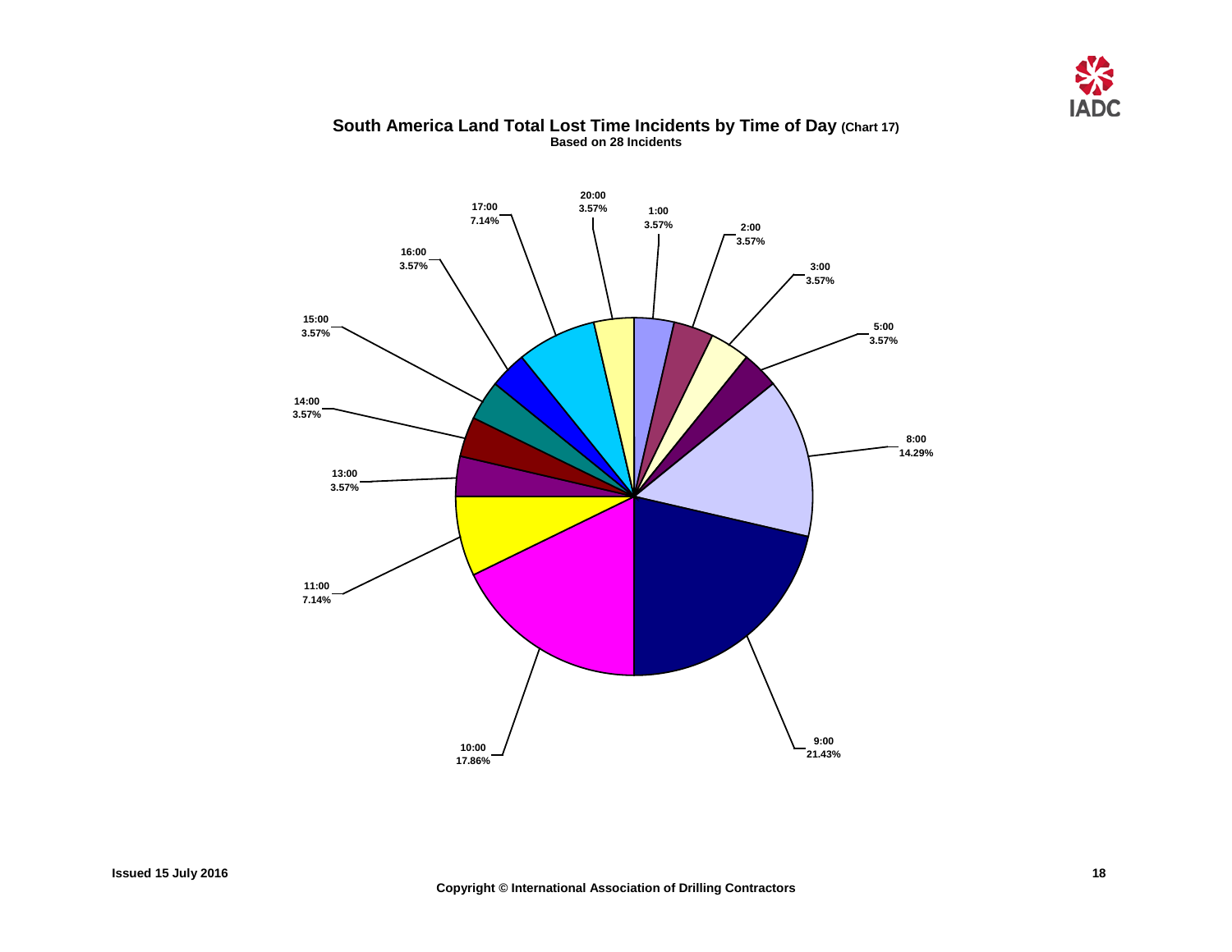# South America Land Total Lost Time Incidents by Time of Day (Chart 17)

**Based on 28 Incidents**

1:00
3.57%

2:00
3.57%

3:00
3.57%

5:00
3.57%

8:00
14.29%

9:00
21.43%

10:00
17.86%

11:00
7.14%

13:00
3.57%

14:00
3.57%

15:00
3.57%

16:00
3.57%

17:00
7.14%

20:00
3.57%

Issued 15 July 2016

Copyright © International Association of Drilling Contractors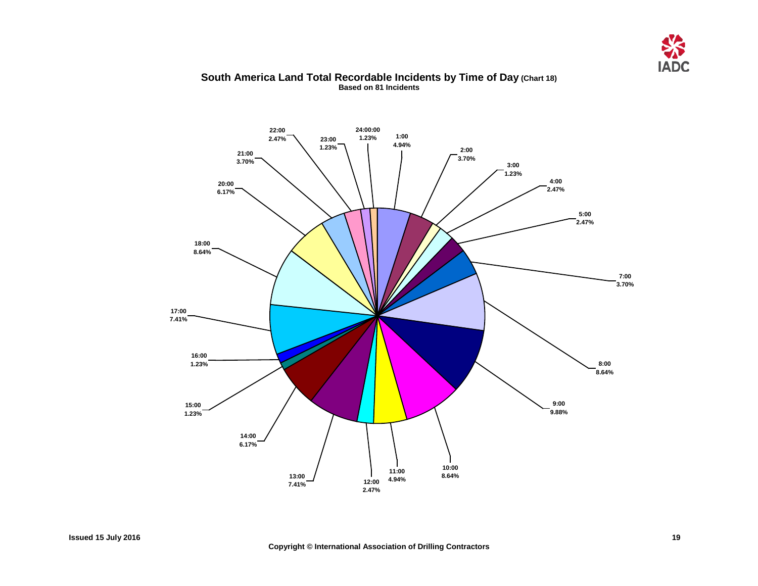## South America Land Total Recordable Incidents by Time of Day (Chart 18)

**Based on 81 Incidents**

22:00
2.47%

23:00
1.23%

24:00:00
1.23%

1:00
4.94%

2:00
3.70%

3:00
1.23%

4:00
2.47%

5:00
2.47%

21:00
3.70%

20:00
6.17%

18:00
8.64%

7:00
3.70%

17:00
7.41%

8:00
8.64%

16:00
1.23%

9:00
9.88%

15:00
1.23%

14:00
6.17%

10:00
8.64%

11:00
4.94%

13:00
7.41%

12:00
2.47%

Issued 15 July 2016

Copyright © International Association of Drilling Contractors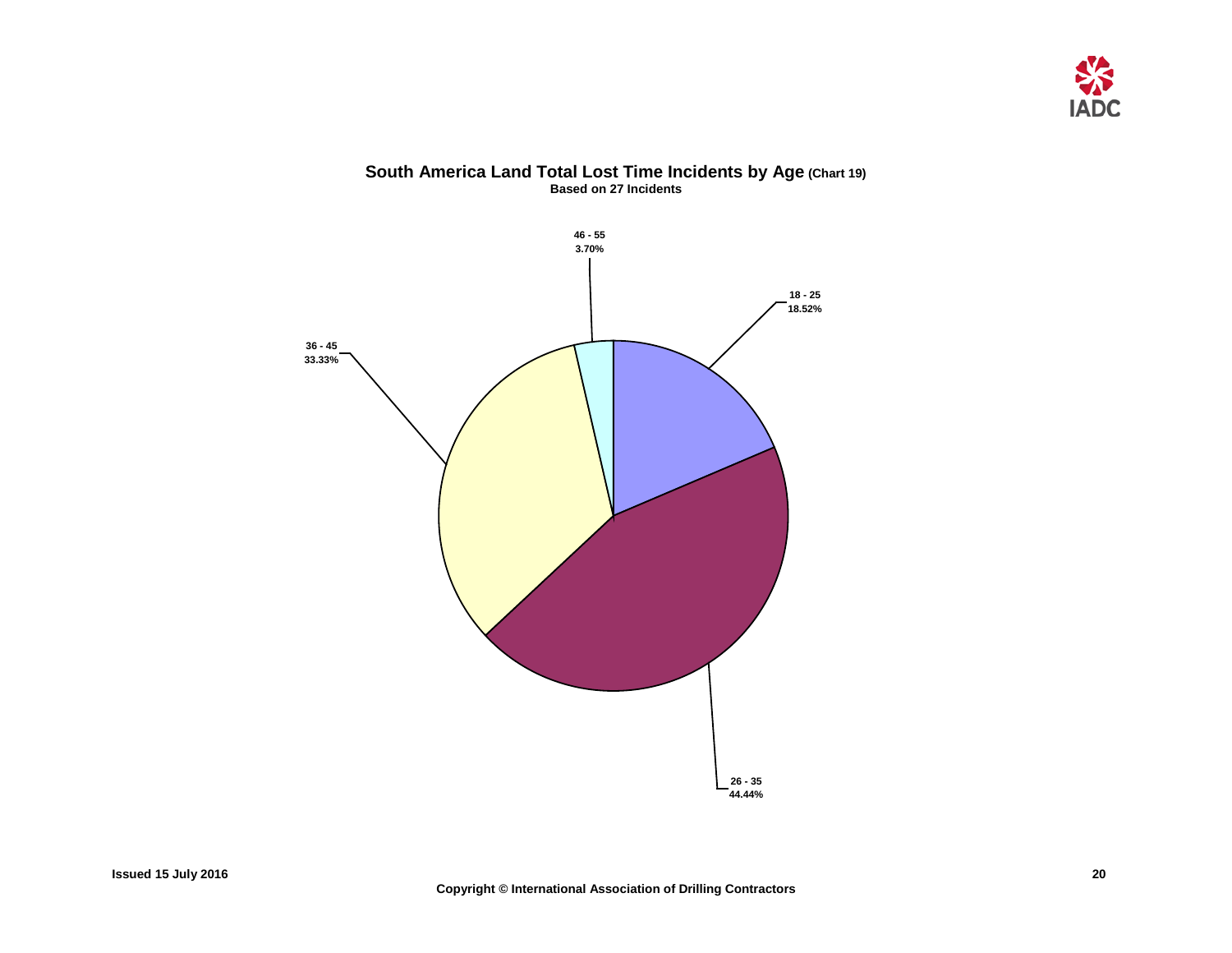## South America Land Total Lost Time Incidents by Age (Chart 19)

**Based on 27 Incidents**

46 - 55
3.70%

18 - 25
18.52%

36 - 45
33.33%

26 - 35
44.44%

Issued 15 July 2016

Copyright © International Association of Drilling Contractors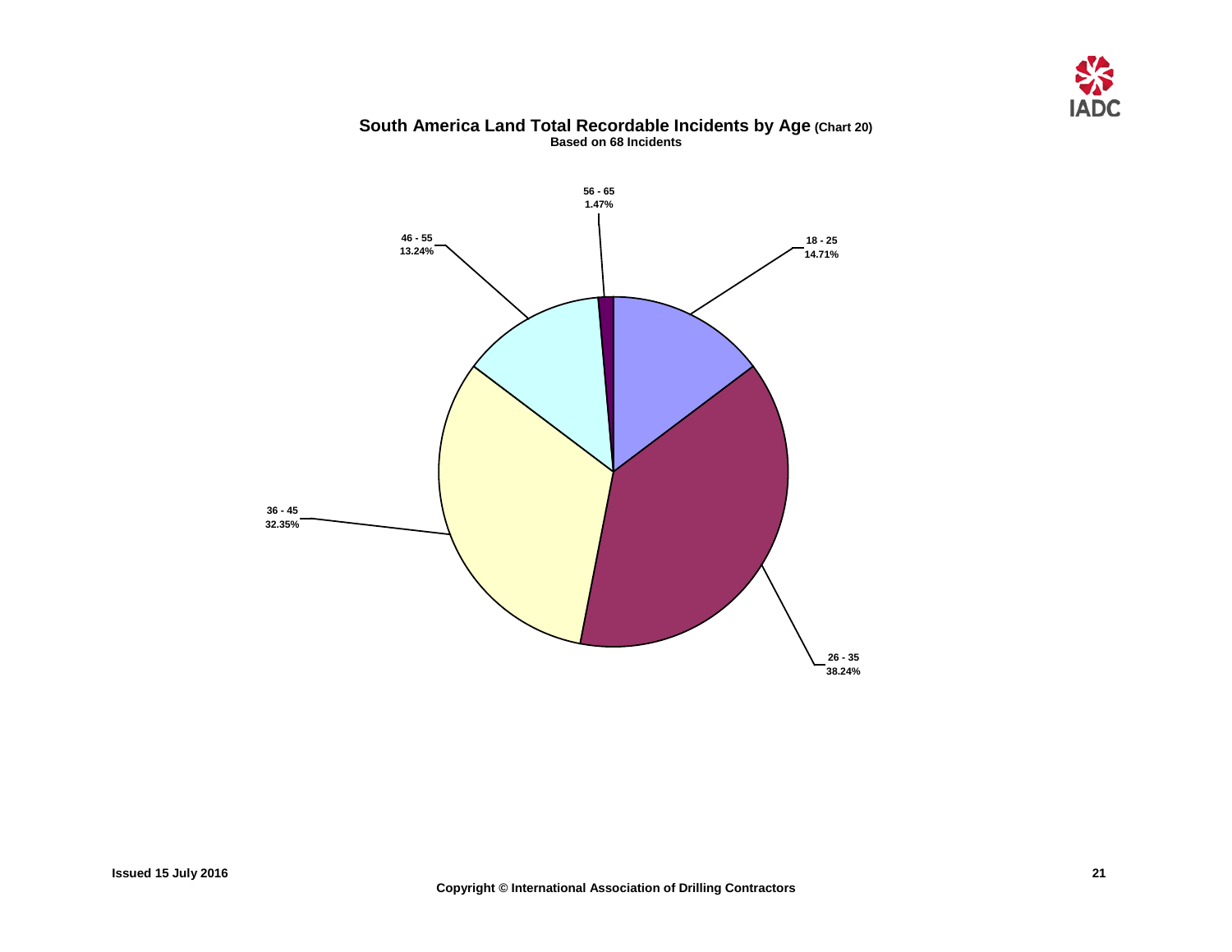IADC

**South America Land Total Recordable Incidents by Age (Chart 20)**
**Based on 68 Incidents**

56 - 65
1.47%

46 - 55
13.24%

18 - 25
14.71%

36 - 45
32.35%

26 - 35
38.24%

Issued 15 July 2016

Copyright © International Association of Drilling Contractors